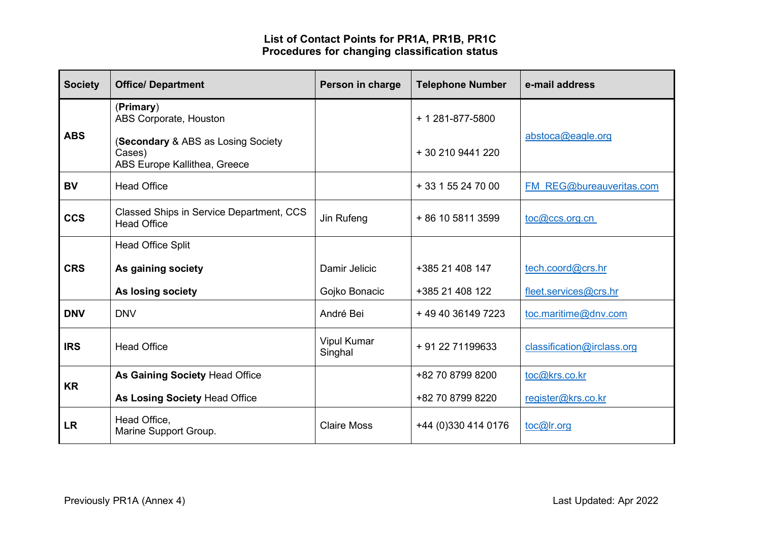# List of Contact Points for PR1A, PR1B, PR1C
## Procedures for changing classification status

| Society | Office/ Department | Person in charge | Telephone Number | e-mail address |
|---|---|---|---|---|
| **ABS** | (**Primary**) ABS Corporate, Houston<br><br>(**Secondary** & ABS as Losing Society Cases) ABS Europe Kallithea, Greece | | + 1 281-877-5800<br><br>+ 30 210 9441 220 | abstoca@eagle.org |
| **BV** | Head Office | | + 33 1 55 24 70 00 | FM_REG@bureauveritas.com |
| **CCS** | Classed Ships in Service Department, CCS Head Office | Jin Rufeng | + 86 10 5811 3599 | toc@ccs.org.cn |
| **CRS** | Head Office Split<br><br>**As gaining society**<br><br>**As losing society** | <br><br>Damir Jelicic<br><br>Gojko Bonacic | <br><br>+385 21 408 147<br><br>+385 21 408 122 | <br><br>tech.coord@crs.hr<br><br>fleet.services@crs.hr |
| **DNV** | DNV | André Bei | + 49 40 36149 7223 | toc.maritime@dnv.com |
| **IRS** | Head Office | Vipul Kumar Singhal | + 91 22 71199633 | classification@irclass.org |
| **KR** | **As Gaining Society** Head Office<br><br>**As Losing Society** Head Office | | +82 70 8799 8200<br><br>+82 70 8799 8220 | toc@krs.co.kr<br><br>register@krs.co.kr |
| **LR** | Head Office, Marine Support Group. | Claire Moss | +44 (0)330 414 0176 | toc@lr.org |

Previously PR1A (Annex 4)

Last Updated: Apr 2022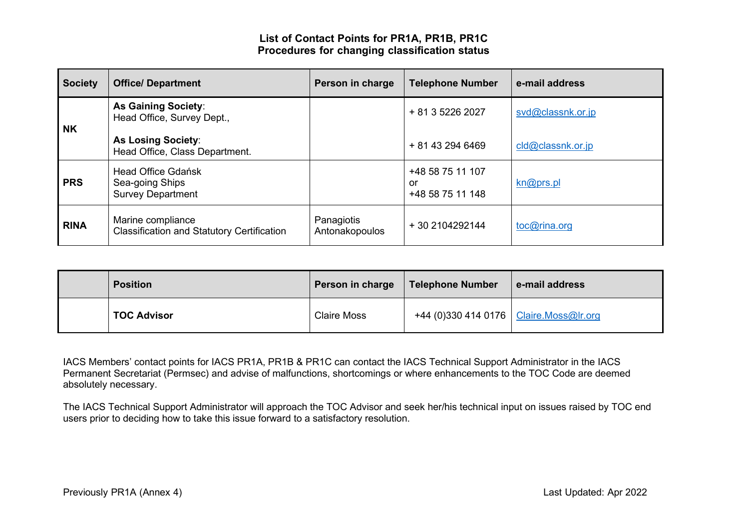## List of Contact Points for PR1A, PR1B, PR1C
## Procedures for changing classification status

| Society | Office/ Department | Person in charge | Telephone Number | e-mail address |
|---|---|---|---|---|
| NK | **As Gaining Society**: Head Office, Survey Dept., | | + 81 3 5226 2027 | svd@classnk.or.jp |
| | **As Losing Society**: Head Office, Class Department. | | + 81 43 294 6469 | cld@classnk.or.jp |
| PRS | Head Office Gdańsk Sea-going Ships Survey Department | | +48 58 75 11 107 or +48 58 75 11 148 | kn@prs.pl |
| RINA | Marine compliance Classification and Statutory Certification | Panagiotis Antonakopoulos | + 30 2104292144 | toc@rina.org |

| | Position | Person in charge | Telephone Number | e-mail address |
|---|---|---|---|---|
| | **TOC Advisor** | Claire Moss | +44 (0)330 414 0176 | Claire.Moss@lr.org |

IACS Members' contact points for IACS PR1A, PR1B & PR1C can contact the IACS Technical Support Administrator in the IACS Permanent Secretariat (Permsec) and advise of malfunctions, shortcomings or where enhancements to the TOC Code are deemed absolutely necessary.

The IACS Technical Support Administrator will approach the TOC Advisor and seek her/his technical input on issues raised by TOC end users prior to deciding how to take this issue forward to a satisfactory resolution.

Previously PR1A (Annex 4) Last Updated: Apr 2022